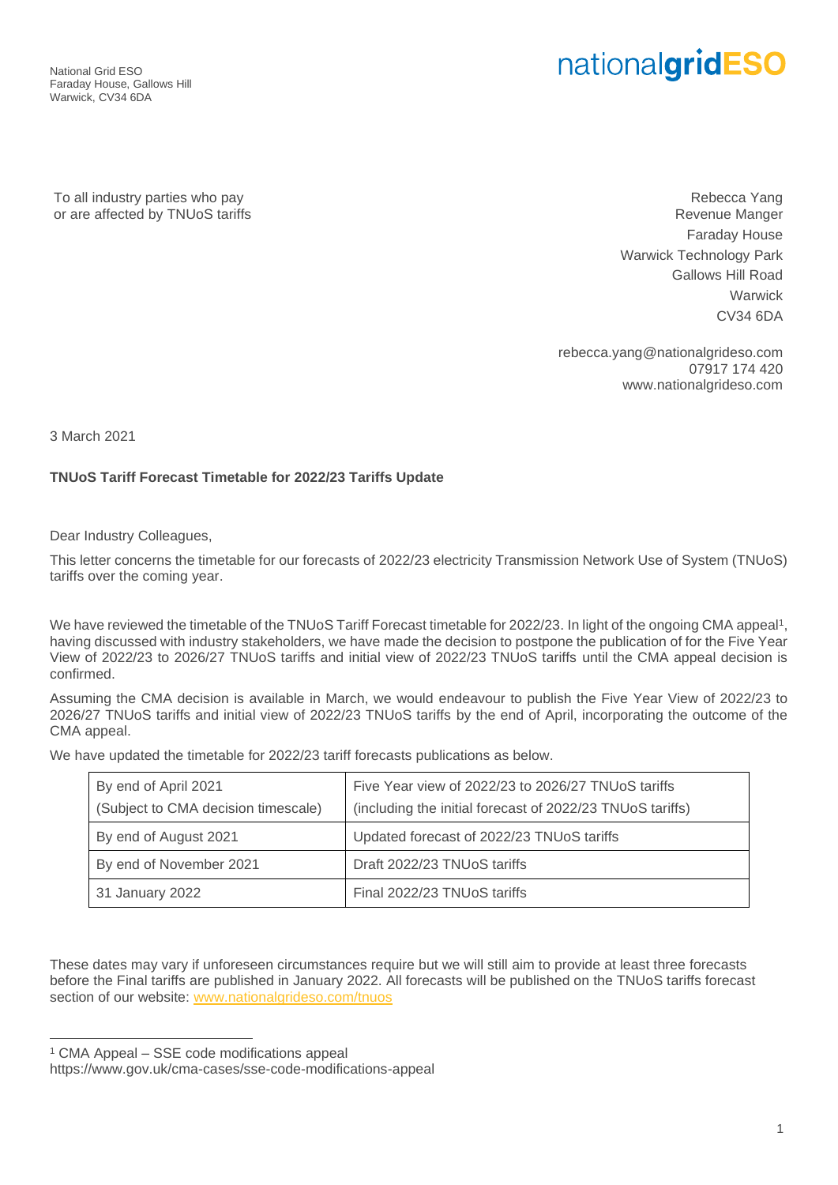National Grid ESO
Faraday House, Gallows Hill
Warwick, CV34 6DA

nationalgridESO

To all industry parties who pay
or are affected by TNUoS tariffs

Rebecca Yang
Revenue Manger
Faraday House
Warwick Technology Park
Gallows Hill Road
Warwick
CV34 6DA

rebecca.yang@nationalgrideso.com
07917 174 420
www.nationalgrideso.com

3 March 2021

**TNUoS Tariff Forecast Timetable for 2022/23 Tariffs Update**

Dear Industry Colleagues,

This letter concerns the timetable for our forecasts of 2022/23 electricity Transmission Network Use of System (TNUoS) tariffs over the coming year.

We have reviewed the timetable of the TNUoS Tariff Forecast timetable for 2022/23. In light of the ongoing CMA appeal[1], having discussed with industry stakeholders, we have made the decision to postpone the publication of for the Five Year View of 2022/23 to 2026/27 TNUoS tariffs and initial view of 2022/23 TNUoS tariffs until the CMA appeal decision is confirmed.

Assuming the CMA decision is available in March, we would endeavour to publish the Five Year View of 2022/23 to 2026/27 TNUoS tariffs and initial view of 2022/23 TNUoS tariffs by the end of April, incorporating the outcome of the CMA appeal.

We have updated the timetable for 2022/23 tariff forecasts publications as below.

| | |
|---|---|
| By end of April 2021<br>(Subject to CMA decision timescale) | Five Year view of 2022/23 to 2026/27 TNUoS tariffs<br>(including the initial forecast of 2022/23 TNUoS tariffs) |
| By end of August 2021 | Updated forecast of 2022/23 TNUoS tariffs |
| By end of November 2021 | Draft 2022/23 TNUoS tariffs |
| 31 January 2022 | Final 2022/23 TNUoS tariffs |

These dates may vary if unforeseen circumstances require but we will still aim to provide at least three forecasts before the Final tariffs are published in January 2022. All forecasts will be published on the TNUoS tariffs forecast section of our website: [www.nationalgrideso.com/tnuos](www.nationalgrideso.com/tnuos)

---

[1] CMA Appeal – SSE code modifications appeal
https://www.gov.uk/cma-cases/sse-code-modifications-appeal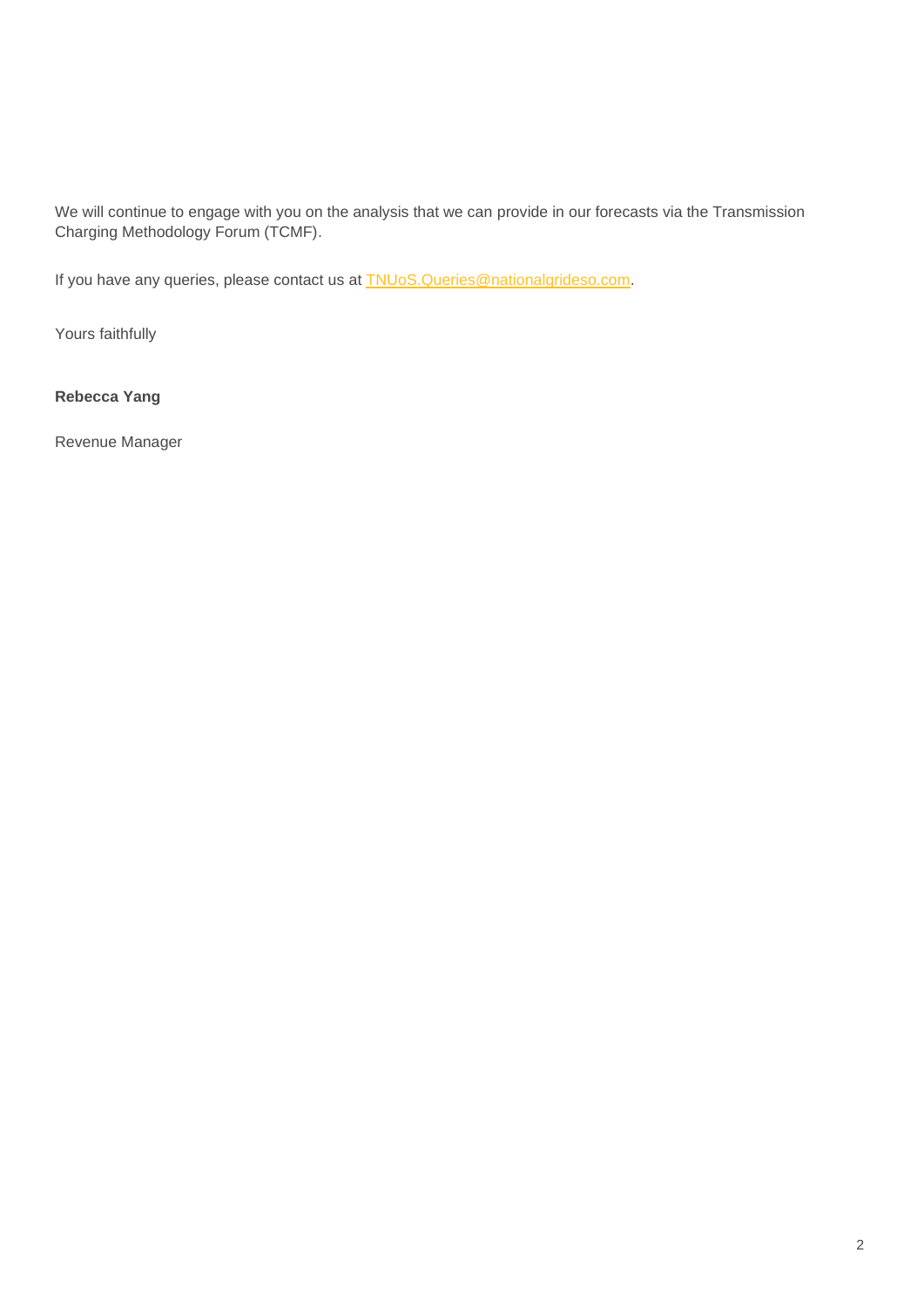We will continue to engage with you on the analysis that we can provide in our forecasts via the Transmission Charging Methodology Forum (TCMF).

If you have any queries, please contact us at [TNUoS.Queries@nationalgrideso.com](mailto:TNUoS.Queries@nationalgrideso.com).

Yours faithfully

**Rebecca Yang**

Revenue Manager